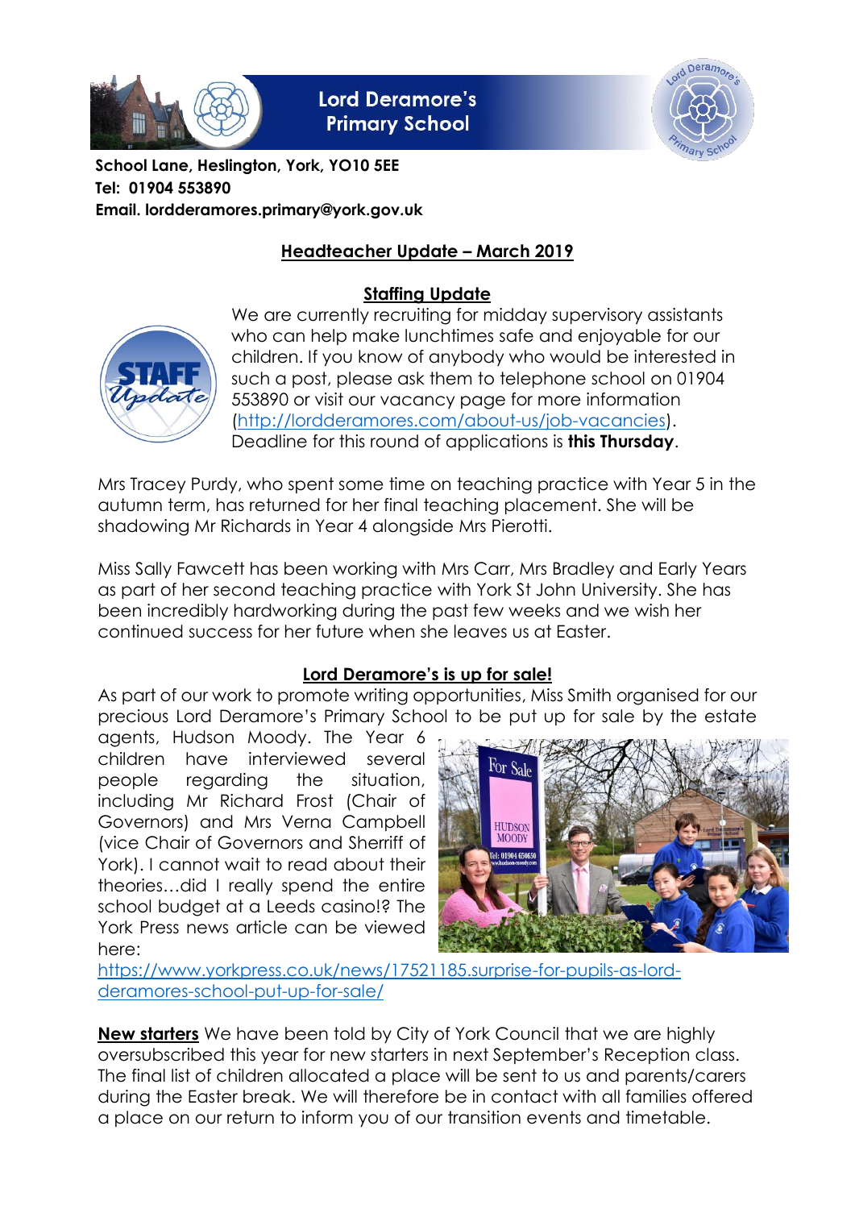# Lord Deramore's Primary School

**School Lane, Heslington, York, YO10 5EE**
**Tel: 01904 553890**
**Email. lordderamores.primary@york.gov.uk**

## Headteacher Update – March 2019

### Staffing Update

We are currently recruiting for midday supervisory assistants who can help make lunchtimes safe and enjoyable for our children. If you know of anybody who would be interested in such a post, please ask them to telephone school on 01904 553890 or visit our vacancy page for more information (http://lordderamores.com/about-us/job-vacancies). Deadline for this round of applications is **this Thursday**.

Mrs Tracey Purdy, who spent some time on teaching practice with Year 5 in the autumn term, has returned for her final teaching placement. She will be shadowing Mr Richards in Year 4 alongside Mrs Pierotti.

Miss Sally Fawcett has been working with Mrs Carr, Mrs Bradley and Early Years as part of her second teaching practice with York St John University. She has been incredibly hardworking during the past few weeks and we wish her continued success for her future when she leaves us at Easter.

### Lord Deramore's is up for sale!

As part of our work to promote writing opportunities, Miss Smith organised for our precious Lord Deramore's Primary School to be put up for sale by the estate agents, Hudson Moody. The Year 6 children have interviewed several people regarding the situation, including Mr Richard Frost (Chair of Governors) and Mrs Verna Campbell (vice Chair of Governors and Sherriff of York). I cannot wait to read about their theories…did I really spend the entire school budget at a Leeds casino!? The York Press news article can be viewed here: https://www.yorkpress.co.uk/news/17521185.surprise-for-pupils-as-lord-deramores-school-put-up-for-sale/

**New starters** We have been told by City of York Council that we are highly oversubscribed this year for new starters in next September's Reception class. The final list of children allocated a place will be sent to us and parents/carers during the Easter break. We will therefore be in contact with all families offered a place on our return to inform you of our transition events and timetable.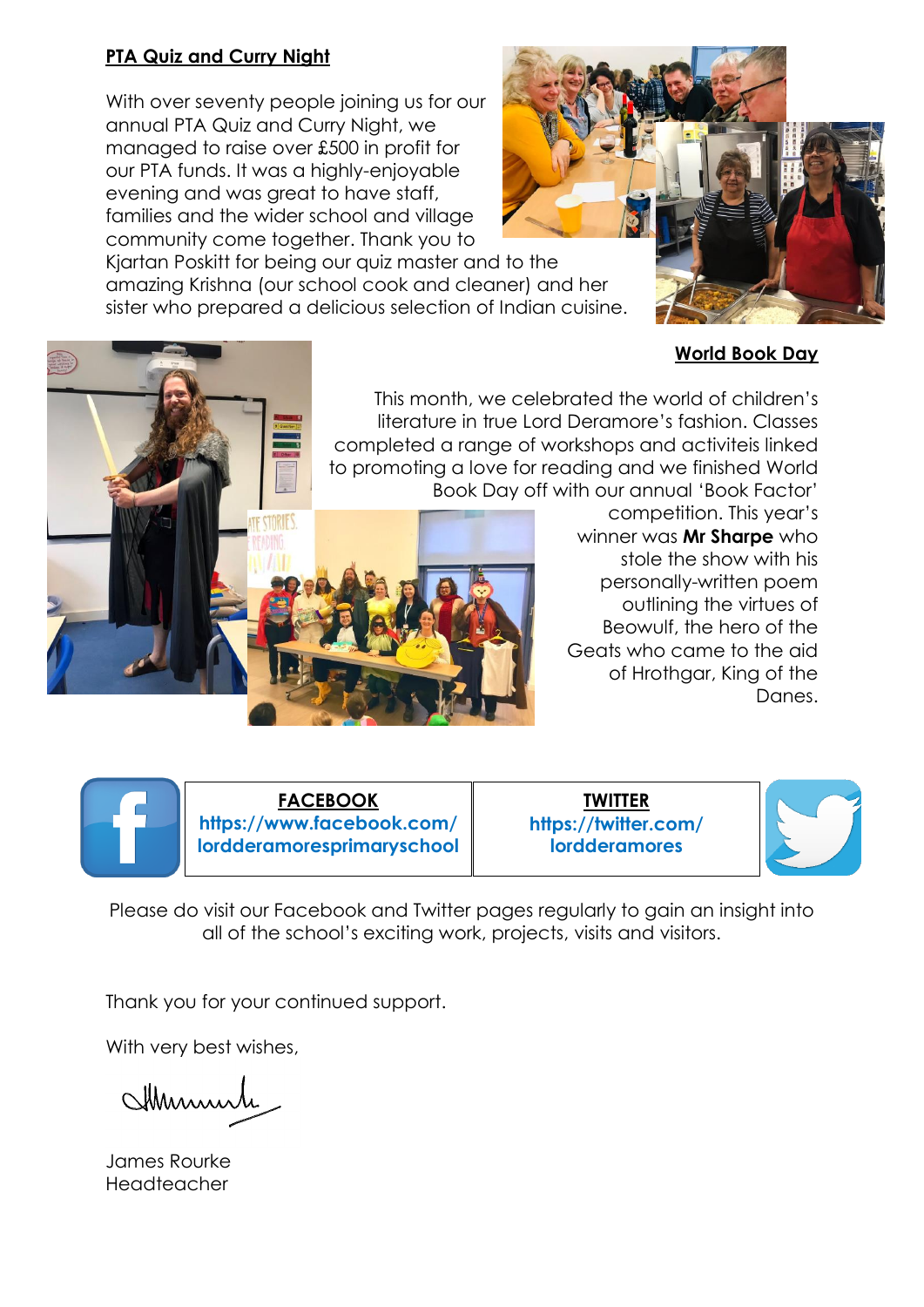## PTA Quiz and Curry Night

With over seventy people joining us for our annual PTA Quiz and Curry Night, we managed to raise over £500 in profit for our PTA funds. It was a highly-enjoyable evening and was great to have staff, families and the wider school and village community come together. Thank you to Kjartan Poskitt for being our quiz master and to the amazing Krishna (our school cook and cleaner) and her sister who prepared a delicious selection of Indian cuisine.

## World Book Day

This month, we celebrated the world of children's literature in true Lord Deramore's fashion. Classes completed a range of workshops and activiteis linked to promoting a love for reading and we finished World Book Day off with our annual 'Book Factor' competition. This year's winner was **Mr Sharpe** who stole the show with his personally-written poem outlining the virtues of Beowulf, the hero of the Geats who came to the aid of Hrothgar, King of the Danes.

| FACEBOOK | TWITTER |
|---|---|
| https://www.facebook.com/lordderamoresprimaryschool | https://twitter.com/lordderamores |

Please do visit our Facebook and Twitter pages regularly to gain an insight into all of the school's exciting work, projects, visits and visitors.

Thank you for your continued support.

With very best wishes,

James Rourke
Headteacher